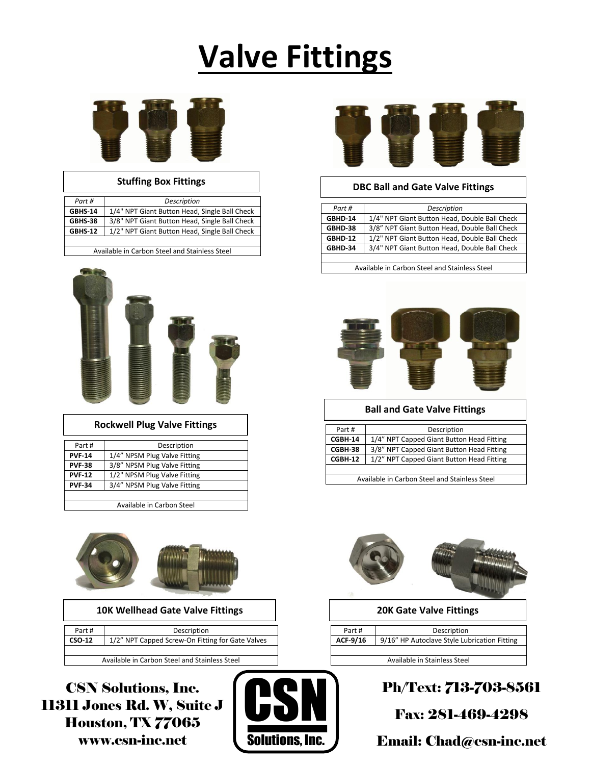# Valve Fittings

## Stuffing Box Fittings

| *Part #* | *Description* |
| --- | --- |
| **GBHS-14** | 1/4" NPT Giant Button Head, Single Ball Check |
| **GBHS-38** | 3/8" NPT Giant Button Head, Single Ball Check |
| **GBHS-12** | 1/2" NPT Giant Button Head, Single Ball Check |
| | |
| Available in Carbon Steel and Stainless Steel | |

## DBC Ball and Gate Valve Fittings

| *Part #* | *Description* |
| --- | --- |
| **GBHD-14** | 1/4" NPT Giant Button Head, Double Ball Check |
| **GBHD-38** | 3/8" NPT Giant Button Head, Double Ball Check |
| **GBHD-12** | 1/2" NPT Giant Button Head, Double Ball Check |
| **GBHD-34** | 3/4" NPT Giant Button Head, Double Ball Check |
| | |
| Available in Carbon Steel and Stainless Steel | |

## Rockwell Plug Valve Fittings

| Part # | Description |
| --- | --- |
| **PVF-14** | 1/4" NPSM Plug Valve Fitting |
| **PVF-38** | 3/8" NPSM Plug Valve Fitting |
| **PVF-12** | 1/2" NPSM Plug Valve Fitting |
| **PVF-34** | 3/4" NPSM Plug Valve Fitting |
| | |
| Available in Carbon Steel | |

## Ball and Gate Valve Fittings

| Part # | Description |
| --- | --- |
| **CGBH-14** | 1/4" NPT Capped Giant Button Head Fitting |
| **CGBH-38** | 3/8" NPT Capped Giant Button Head Fitting |
| **CGBH-12** | 1/2" NPT Capped Giant Button Head Fitting |
| | |
| Available in Carbon Steel and Stainless Steel | |

## 10K Wellhead Gate Valve Fittings

| Part # | Description |
| --- | --- |
| **CSO-12** | 1/2" NPT Capped Screw-On Fitting for Gate Valves |
| | |
| Available in Carbon Steel and Stainless Steel | |

## 20K Gate Valve Fittings

| Part # | Description |
| --- | --- |
| **ACF-9/16** | 9/16" HP Autoclave Style Lubrication Fitting |
| | |
| Available in Stainless Steel | |

**CSN Solutions, Inc.**
**11311 Jones Rd. W, Suite J**
**Houston, TX 77065**
**www.csn-inc.net**

CSN Solutions, Inc.

**Ph/Text: 713-703-8561**

**Fax: 281-469-4298**

**Email: Chad@csn-inc.net**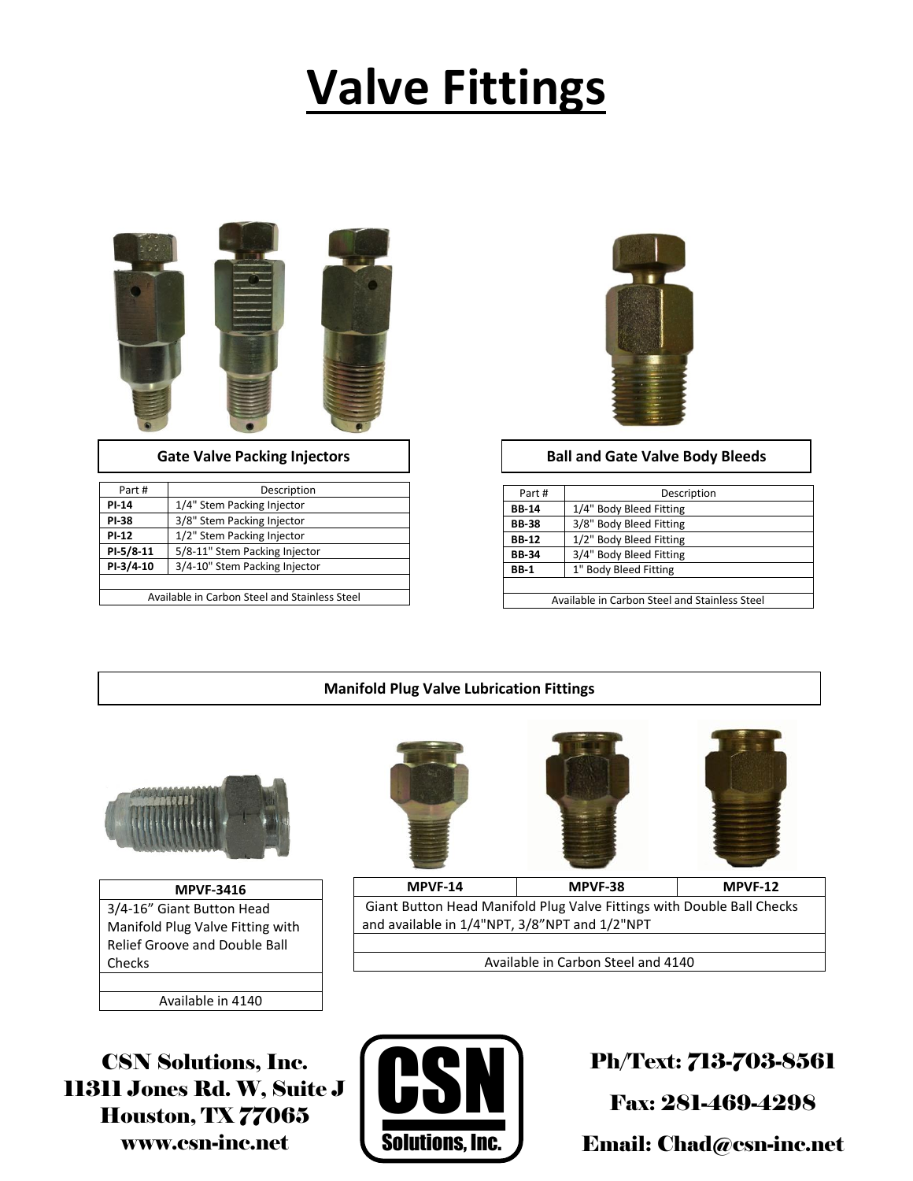# Valve Fittings

## Gate Valve Packing Injectors

| Part # | Description |
|---|---|
| **PI-14** | 1/4" Stem Packing Injector |
| **PI-38** | 3/8" Stem Packing Injector |
| **PI-12** | 1/2" Stem Packing Injector |
| **PI-5/8-11** | 5/8-11" Stem Packing Injector |
| **PI-3/4-10** | 3/4-10" Stem Packing Injector |

Available in Carbon Steel and Stainless Steel

## Ball and Gate Valve Body Bleeds

| Part # | Description |
|---|---|
| **BB-14** | 1/4" Body Bleed Fitting |
| **BB-38** | 3/8" Body Bleed Fitting |
| **BB-12** | 1/2" Body Bleed Fitting |
| **BB-34** | 3/4" Body Bleed Fitting |
| **BB-1** | 1" Body Bleed Fitting |

Available in Carbon Steel and Stainless Steel

## Manifold Plug Valve Lubrication Fittings

**MPVF-3416**

3/4-16" Giant Button Head Manifold Plug Valve Fitting with Relief Groove and Double Ball Checks

Available in 4140

| MPVF-14 | MPVF-38 | MPVF-12 |
|---|---|---|

Giant Button Head Manifold Plug Valve Fittings with Double Ball Checks and available in 1/4"NPT, 3/8"NPT and 1/2"NPT

Available in Carbon Steel and 4140

**CSN Solutions, Inc.**
**11311 Jones Rd. W, Suite J**
**Houston, TX 77065**
**www.csn-inc.net**

CSN Solutions, Inc.

**Ph/Text: 713-703-8561**

**Fax: 281-469-4298**

**Email: Chad@csn-inc.net**